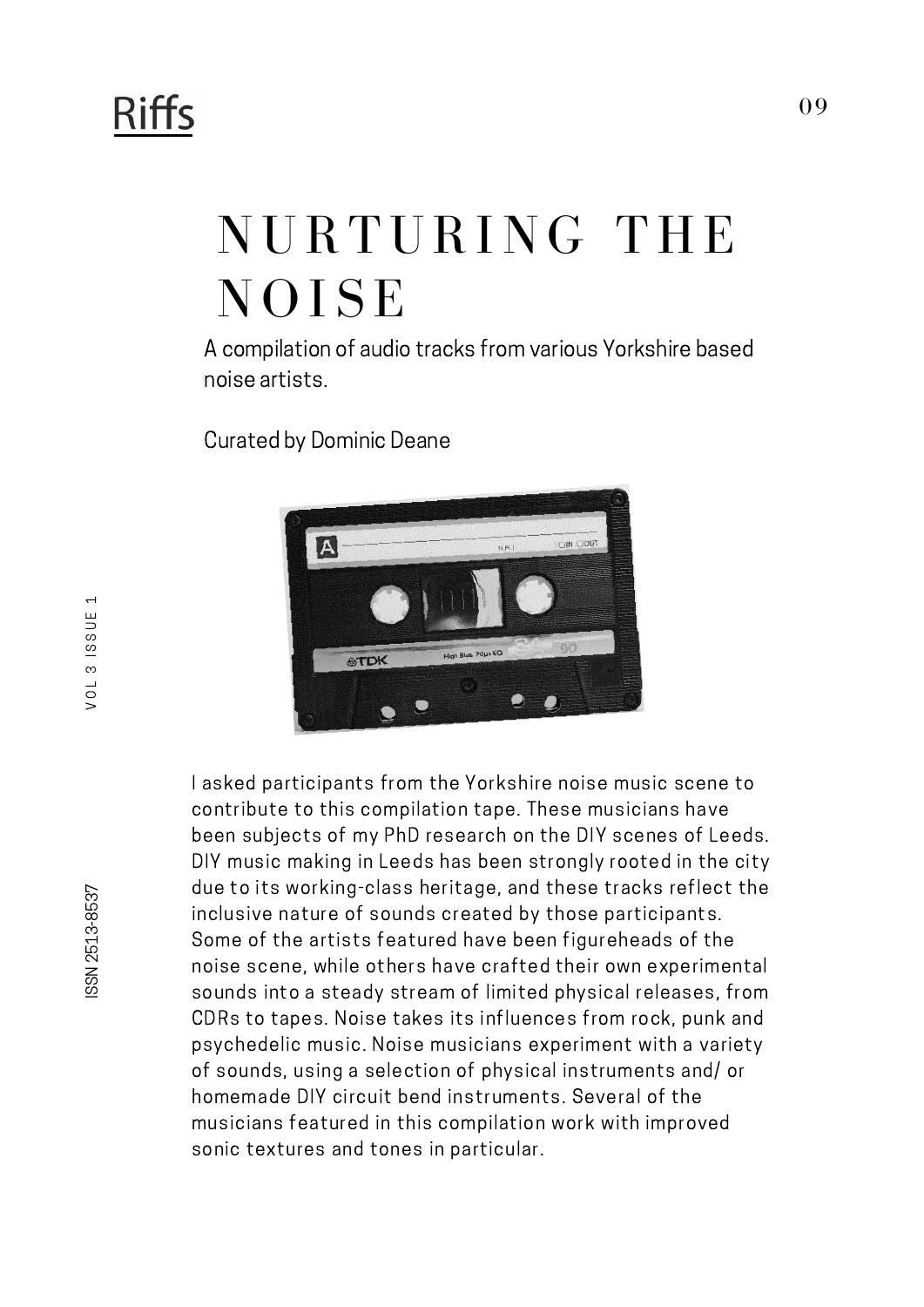# NURTURING THE NOISE

A compilation of audio tracks from various Yorkshire based noise artists.

Curated by Dominic Deane

I asked participants from the Yorkshire noise music scene to contribute to this compilation tape. These musicians have been subjects of my PhD research on the DIY scenes of Leeds. DIY music making in Leeds has been strongly rooted in the city due to its working-class heritage, and these tracks reflect the inclusive nature of sounds created by those participants. Some of the artists featured have been figureheads of the noise scene, while others have crafted their own experimental sounds into a steady stream of limited physical releases, from CDRs to tapes. Noise takes its influences from rock, punk and psychedelic music. Noise musicians experiment with a variety of sounds, using a selection of physical instruments and/ or homemade DIY circuit bend instruments. Several of the musicians featured in this compilation work with improved sonic textures and tones in particular.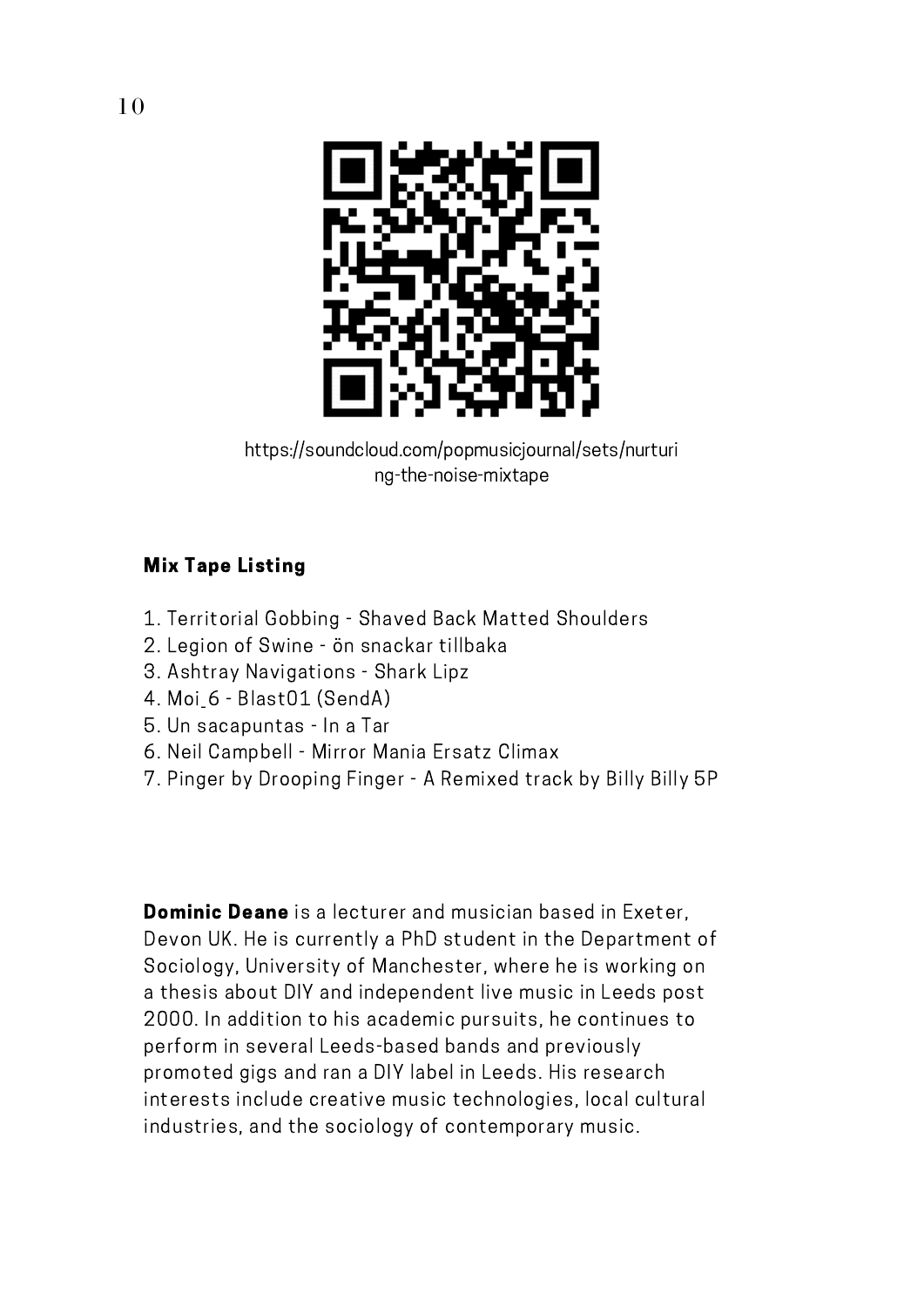https://soundcloud.com/popmusicjournal/sets/nurturing-the-noise-mixtape

**Mix Tape Listing**

1. Territorial Gobbing - Shaved Back Matted Shoulders
2. Legion of Swine - ön snackar tillbaka
3. Ashtray Navigations - Shark Lipz
4. Moi_6 - Blast01 (SendA)
5. Un sacapuntas - In a Tar
6. Neil Campbell - Mirror Mania Ersatz Climax
7. Pinger by Drooping Finger - A Remixed track by Billy Billy 5P

**Dominic Deane** is a lecturer and musician based in Exeter, Devon UK. He is currently a PhD student in the Department of Sociology, University of Manchester, where he is working on a thesis about DIY and independent live music in Leeds post 2000. In addition to his academic pursuits, he continues to perform in several Leeds-based bands and previously promoted gigs and ran a DIY label in Leeds. His research interests include creative music technologies, local cultural industries, and the sociology of contemporary music.